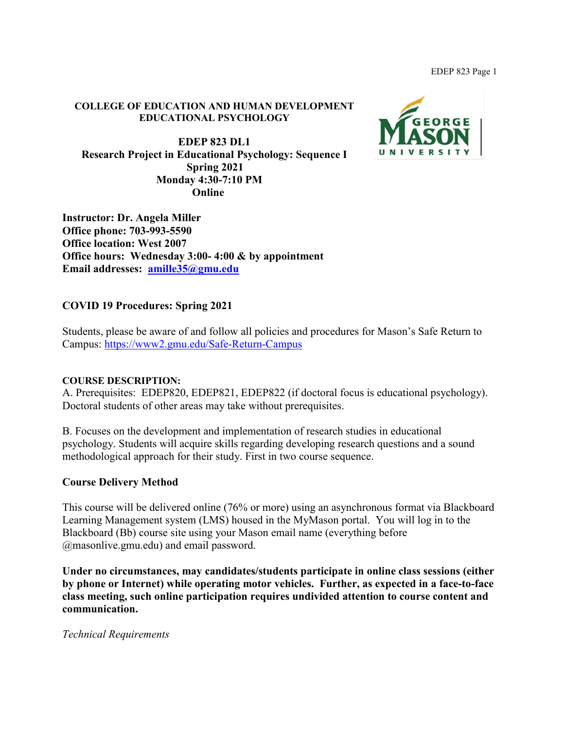**COLLEGE OF EDUCATION AND HUMAN DEVELOPMENT**
**EDUCATIONAL PSYCHOLOGY**

**EDEP 823 DL1**
**Research Project in Educational Psychology: Sequence I**
**Spring 2021**
**Monday 4:30-7:10 PM**
**Online**

**Instructor: Dr. Angela Miller**
**Office phone: 703-993-5590**
**Office location: West 2007**
**Office hours: Wednesday 3:00- 4:00 & by appointment**
**Email addresses: [amille35@gmu.edu](mailto:amille35@gmu.edu)**

## COVID 19 Procedures: Spring 2021

Students, please be aware of and follow all policies and procedures for Mason's Safe Return to Campus: https://www2.gmu.edu/Safe-Return-Campus

### COURSE DESCRIPTION:

A. Prerequisites: EDEP820, EDEP821, EDEP822 (if doctoral focus is educational psychology). Doctoral students of other areas may take without prerequisites.

B. Focuses on the development and implementation of research studies in educational psychology. Students will acquire skills regarding developing research questions and a sound methodological approach for their study. First in two course sequence.

### Course Delivery Method

This course will be delivered online (76% or more) using an asynchronous format via Blackboard Learning Management system (LMS) housed in the MyMason portal. You will log in to the Blackboard (Bb) course site using your Mason email name (everything before @masonlive.gmu.edu) and email password.

**Under no circumstances, may candidates/students participate in online class sessions (either by phone or Internet) while operating motor vehicles. Further, as expected in a face-to-face class meeting, such online participation requires undivided attention to course content and communication.**

*Technical Requirements*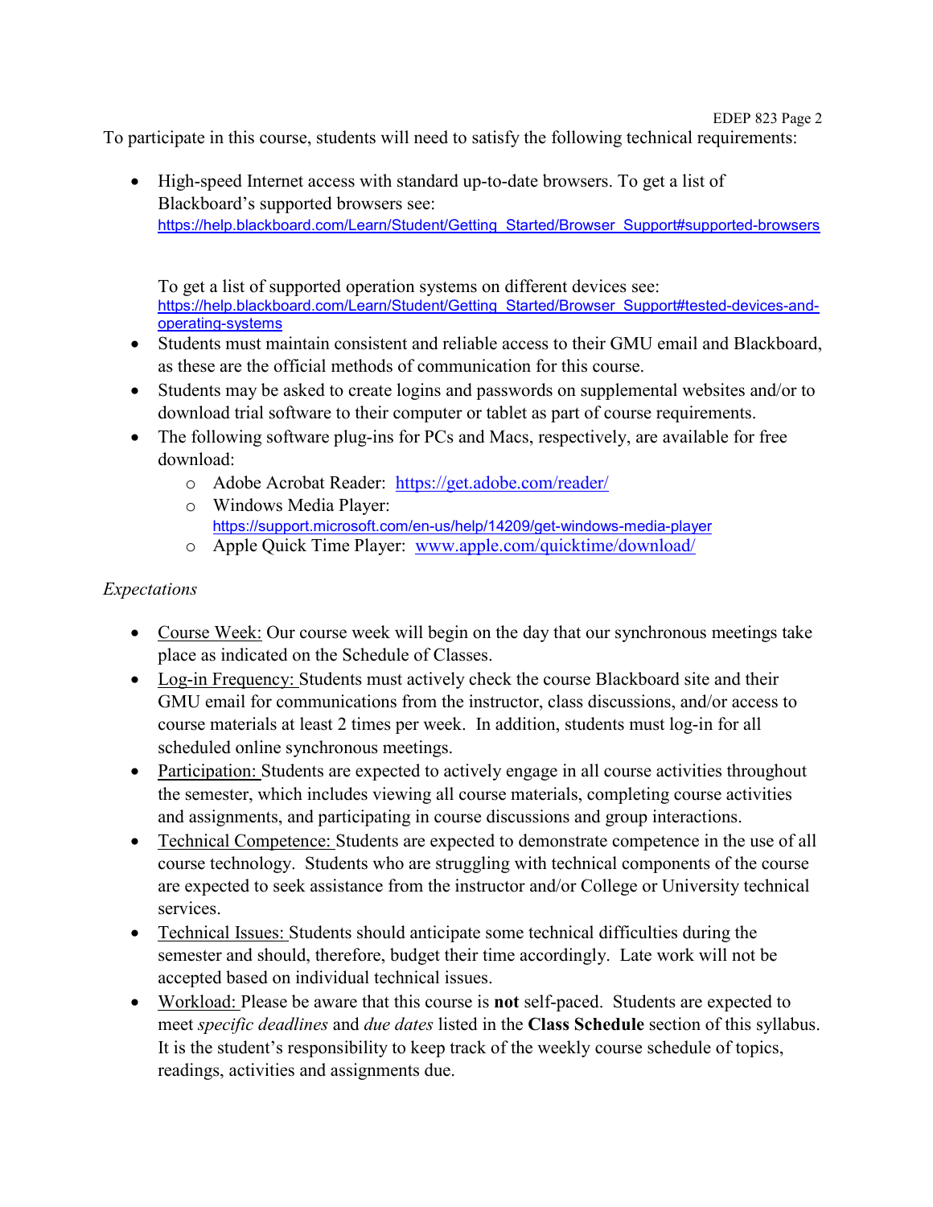To participate in this course, students will need to satisfy the following technical requirements:

- High-speed Internet access with standard up-to-date browsers. To get a list of Blackboard's supported browsers see: https://help.blackboard.com/Learn/Student/Getting_Started/Browser_Support#supported-browsers

  To get a list of supported operation systems on different devices see: https://help.blackboard.com/Learn/Student/Getting_Started/Browser_Support#tested-devices-and-operating-systems
- Students must maintain consistent and reliable access to their GMU email and Blackboard, as these are the official methods of communication for this course.
- Students may be asked to create logins and passwords on supplemental websites and/or to download trial software to their computer or tablet as part of course requirements.
- The following software plug-ins for PCs and Macs, respectively, are available for free download:
  - Adobe Acrobat Reader: https://get.adobe.com/reader/
  - Windows Media Player: https://support.microsoft.com/en-us/help/14209/get-windows-media-player
  - Apple Quick Time Player: www.apple.com/quicktime/download/

*Expectations*

- Course Week: Our course week will begin on the day that our synchronous meetings take place as indicated on the Schedule of Classes.
- Log-in Frequency: Students must actively check the course Blackboard site and their GMU email for communications from the instructor, class discussions, and/or access to course materials at least 2 times per week. In addition, students must log-in for all scheduled online synchronous meetings.
- Participation: Students are expected to actively engage in all course activities throughout the semester, which includes viewing all course materials, completing course activities and assignments, and participating in course discussions and group interactions.
- Technical Competence: Students are expected to demonstrate competence in the use of all course technology. Students who are struggling with technical components of the course are expected to seek assistance from the instructor and/or College or University technical services.
- Technical Issues: Students should anticipate some technical difficulties during the semester and should, therefore, budget their time accordingly. Late work will not be accepted based on individual technical issues.
- Workload: Please be aware that this course is **not** self-paced. Students are expected to meet *specific deadlines* and *due dates* listed in the **Class Schedule** section of this syllabus. It is the student's responsibility to keep track of the weekly course schedule of topics, readings, activities and assignments due.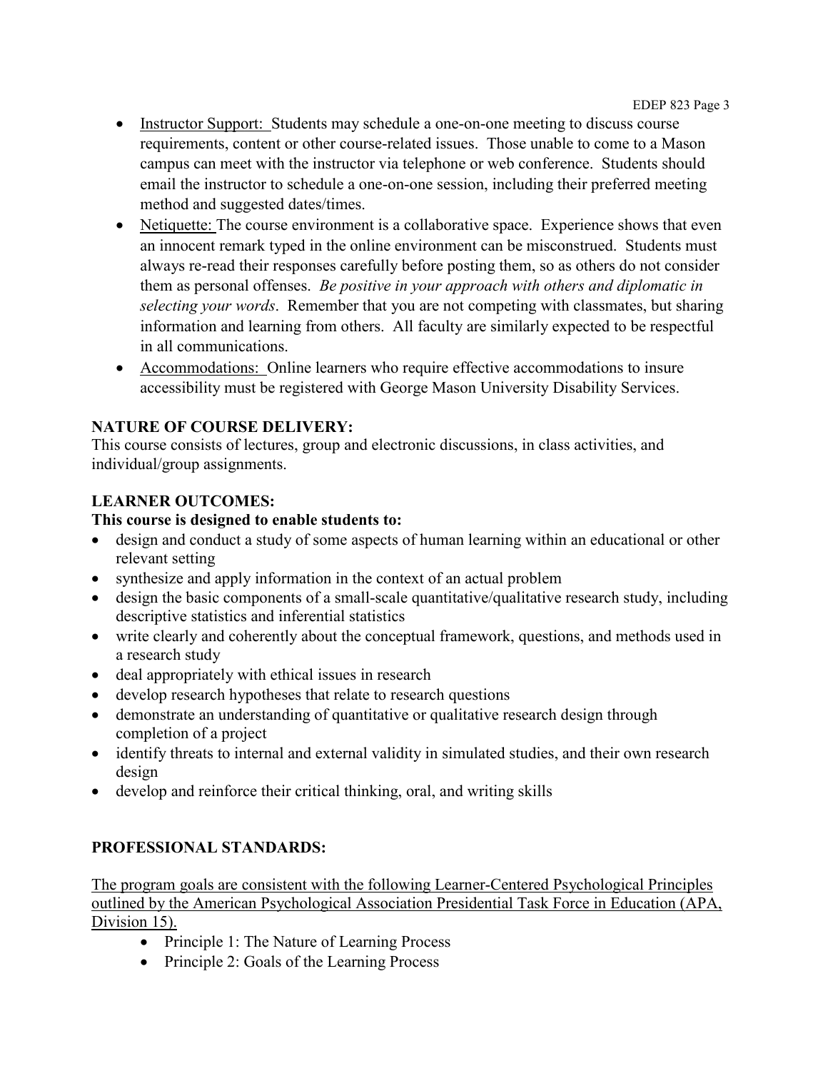- Instructor Support: Students may schedule a one-on-one meeting to discuss course requirements, content or other course-related issues. Those unable to come to a Mason campus can meet with the instructor via telephone or web conference. Students should email the instructor to schedule a one-on-one session, including their preferred meeting method and suggested dates/times.
- Netiquette: The course environment is a collaborative space. Experience shows that even an innocent remark typed in the online environment can be misconstrued. Students must always re-read their responses carefully before posting them, so as others do not consider them as personal offenses. *Be positive in your approach with others and diplomatic in selecting your words*. Remember that you are not competing with classmates, but sharing information and learning from others. All faculty are similarly expected to be respectful in all communications.
- Accommodations: Online learners who require effective accommodations to insure accessibility must be registered with George Mason University Disability Services.

**NATURE OF COURSE DELIVERY:**

This course consists of lectures, group and electronic discussions, in class activities, and individual/group assignments.

**LEARNER OUTCOMES:**

**This course is designed to enable students to:**

- design and conduct a study of some aspects of human learning within an educational or other relevant setting
- synthesize and apply information in the context of an actual problem
- design the basic components of a small-scale quantitative/qualitative research study, including descriptive statistics and inferential statistics
- write clearly and coherently about the conceptual framework, questions, and methods used in a research study
- deal appropriately with ethical issues in research
- develop research hypotheses that relate to research questions
- demonstrate an understanding of quantitative or qualitative research design through completion of a project
- identify threats to internal and external validity in simulated studies, and their own research design
- develop and reinforce their critical thinking, oral, and writing skills

**PROFESSIONAL STANDARDS:**

The program goals are consistent with the following Learner-Centered Psychological Principles outlined by the American Psychological Association Presidential Task Force in Education (APA, Division 15).

- Principle 1: The Nature of Learning Process
- Principle 2: Goals of the Learning Process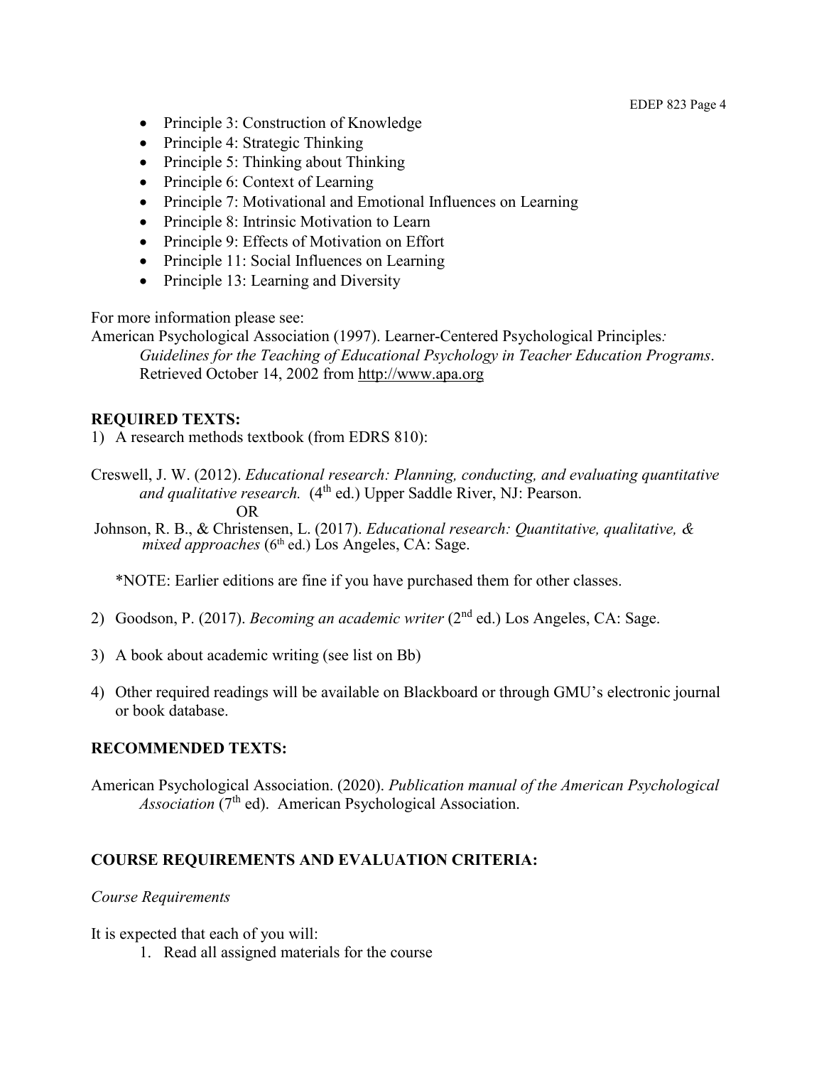- Principle 3: Construction of Knowledge
- Principle 4: Strategic Thinking
- Principle 5: Thinking about Thinking
- Principle 6: Context of Learning
- Principle 7: Motivational and Emotional Influences on Learning
- Principle 8: Intrinsic Motivation to Learn
- Principle 9: Effects of Motivation on Effort
- Principle 11: Social Influences on Learning
- Principle 13: Learning and Diversity

For more information please see:
American Psychological Association (1997). Learner-Centered Psychological Principles*: Guidelines for the Teaching of Educational Psychology in Teacher Education Programs*. Retrieved October 14, 2002 from http://www.apa.org

## REQUIRED TEXTS:

1) A research methods textbook (from EDRS 810):

Creswell, J. W. (2012). *Educational research: Planning, conducting, and evaluating quantitative and qualitative research.* (4th ed.) Upper Saddle River, NJ: Pearson.

OR

Johnson, R. B., & Christensen, L. (2017). *Educational research: Quantitative, qualitative, & mixed approaches* (6th ed.) Los Angeles, CA: Sage.

*NOTE: Earlier editions are fine if you have purchased them for other classes.

2) Goodson, P. (2017). *Becoming an academic writer* (2nd ed.) Los Angeles, CA: Sage.

3) A book about academic writing (see list on Bb)

4) Other required readings will be available on Blackboard or through GMU's electronic journal or book database.

## RECOMMENDED TEXTS:

American Psychological Association. (2020). *Publication manual of the American Psychological Association* (7th ed). American Psychological Association.

## COURSE REQUIREMENTS AND EVALUATION CRITERIA:

*Course Requirements*

It is expected that each of you will:

1. Read all assigned materials for the course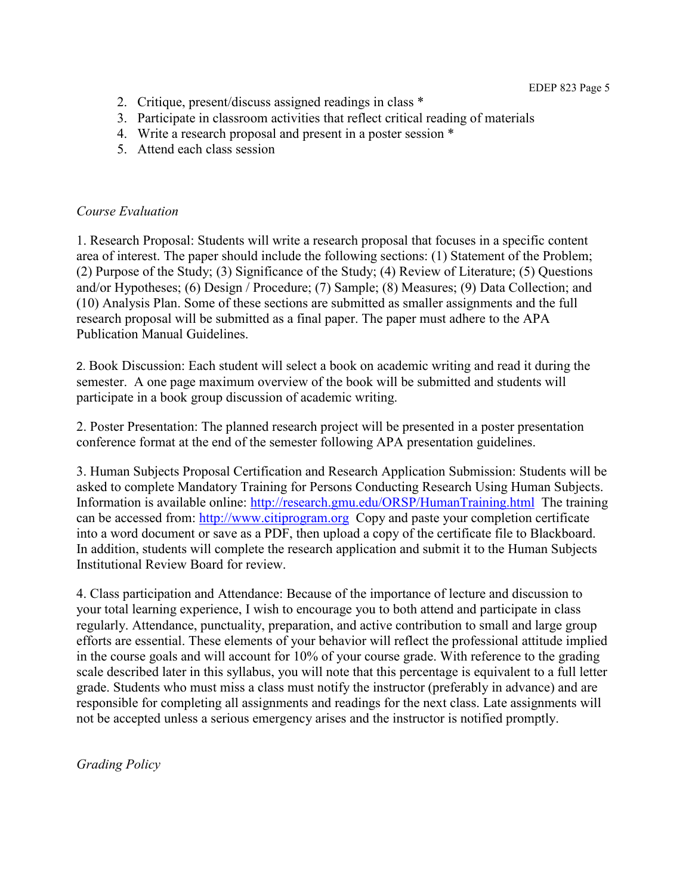2. Critique, present/discuss assigned readings in class *
3. Participate in classroom activities that reflect critical reading of materials
4. Write a research proposal and present in a poster session *
5. Attend each class session

*Course Evaluation*

1. Research Proposal: Students will write a research proposal that focuses in a specific content area of interest. The paper should include the following sections: (1) Statement of the Problem; (2) Purpose of the Study; (3) Significance of the Study; (4) Review of Literature; (5) Questions and/or Hypotheses; (6) Design / Procedure; (7) Sample; (8) Measures; (9) Data Collection; and (10) Analysis Plan. Some of these sections are submitted as smaller assignments and the full research proposal will be submitted as a final paper. The paper must adhere to the APA Publication Manual Guidelines.

2. Book Discussion: Each student will select a book on academic writing and read it during the semester. A one page maximum overview of the book will be submitted and students will participate in a book group discussion of academic writing.

2. Poster Presentation: The planned research project will be presented in a poster presentation conference format at the end of the semester following APA presentation guidelines.

3. Human Subjects Proposal Certification and Research Application Submission: Students will be asked to complete Mandatory Training for Persons Conducting Research Using Human Subjects. Information is available online: http://research.gmu.edu/ORSP/HumanTraining.html The training can be accessed from: http://www.citiprogram.org Copy and paste your completion certificate into a word document or save as a PDF, then upload a copy of the certificate file to Blackboard. In addition, students will complete the research application and submit it to the Human Subjects Institutional Review Board for review.

4. Class participation and Attendance: Because of the importance of lecture and discussion to your total learning experience, I wish to encourage you to both attend and participate in class regularly. Attendance, punctuality, preparation, and active contribution to small and large group efforts are essential. These elements of your behavior will reflect the professional attitude implied in the course goals and will account for 10% of your course grade. With reference to the grading scale described later in this syllabus, you will note that this percentage is equivalent to a full letter grade. Students who must miss a class must notify the instructor (preferably in advance) and are responsible for completing all assignments and readings for the next class. Late assignments will not be accepted unless a serious emergency arises and the instructor is notified promptly.

*Grading Policy*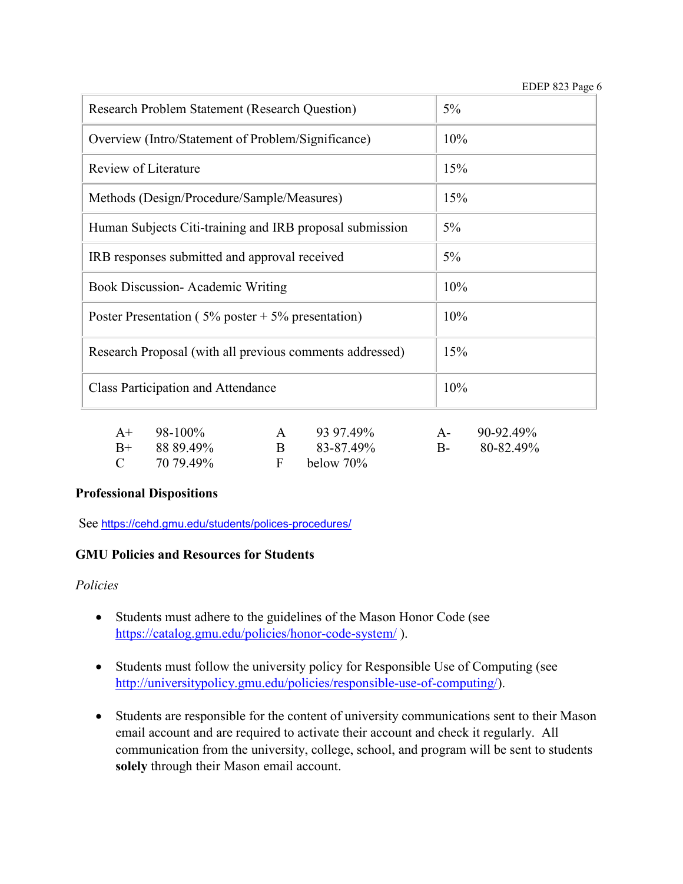| Research Problem Statement (Research Question) | 5% |
|---|---|
| Overview (Intro/Statement of Problem/Significance) | 10% |
| Review of Literature | 15% |
| Methods (Design/Procedure/Sample/Measures) | 15% |
| Human Subjects Citi-training and IRB proposal submission | 5% |
| IRB responses submitted and approval received | 5% |
| Book Discussion- Academic Writing | 10% |
| Poster Presentation ( 5% poster + 5% presentation) | 10% |
| Research Proposal (with all previous comments addressed) | 15% |
| Class Participation and Attendance | 10% |

| | | | | | |
|---|---|---|---|---|---|
| A+ | 98-100% | A | 93 97.49% | A- | 90-92.49% |
| B+ | 88 89.49% | B | 83-87.49% | B- | 80-82.49% |
| C | 70 79.49% | F | below 70% | | |

**Professional Dispositions**

See https://cehd.gmu.edu/students/polices-procedures/

**GMU Policies and Resources for Students**

*Policies*

- Students must adhere to the guidelines of the Mason Honor Code (see https://catalog.gmu.edu/policies/honor-code-system/ ).

- Students must follow the university policy for Responsible Use of Computing (see http://universitypolicy.gmu.edu/policies/responsible-use-of-computing/).

- Students are responsible for the content of university communications sent to their Mason email account and are required to activate their account and check it regularly. All communication from the university, college, school, and program will be sent to students **solely** through their Mason email account.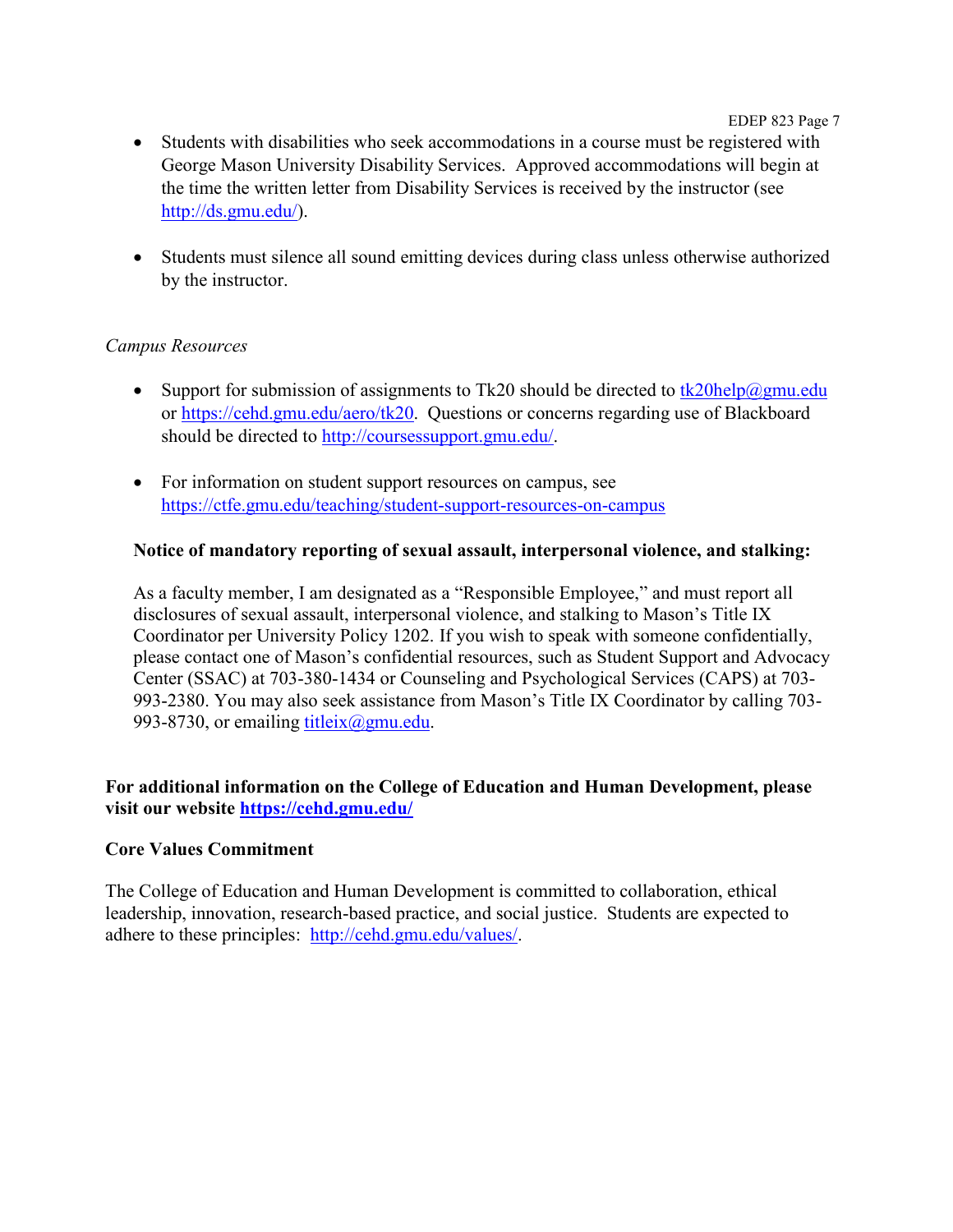- Students with disabilities who seek accommodations in a course must be registered with George Mason University Disability Services. Approved accommodations will begin at the time the written letter from Disability Services is received by the instructor (see http://ds.gmu.edu/).

- Students must silence all sound emitting devices during class unless otherwise authorized by the instructor.

*Campus Resources*

- Support for submission of assignments to Tk20 should be directed to tk20help@gmu.edu or https://cehd.gmu.edu/aero/tk20. Questions or concerns regarding use of Blackboard should be directed to http://coursessupport.gmu.edu/.

- For information on student support resources on campus, see https://ctfe.gmu.edu/teaching/student-support-resources-on-campus

**Notice of mandatory reporting of sexual assault, interpersonal violence, and stalking:**

As a faculty member, I am designated as a "Responsible Employee," and must report all disclosures of sexual assault, interpersonal violence, and stalking to Mason's Title IX Coordinator per University Policy 1202. If you wish to speak with someone confidentially, please contact one of Mason's confidential resources, such as Student Support and Advocacy Center (SSAC) at 703-380-1434 or Counseling and Psychological Services (CAPS) at 703-993-2380. You may also seek assistance from Mason's Title IX Coordinator by calling 703-993-8730, or emailing titleix@gmu.edu.

**For additional information on the College of Education and Human Development, please visit our website https://cehd.gmu.edu/**

**Core Values Commitment**

The College of Education and Human Development is committed to collaboration, ethical leadership, innovation, research-based practice, and social justice. Students are expected to adhere to these principles: http://cehd.gmu.edu/values/.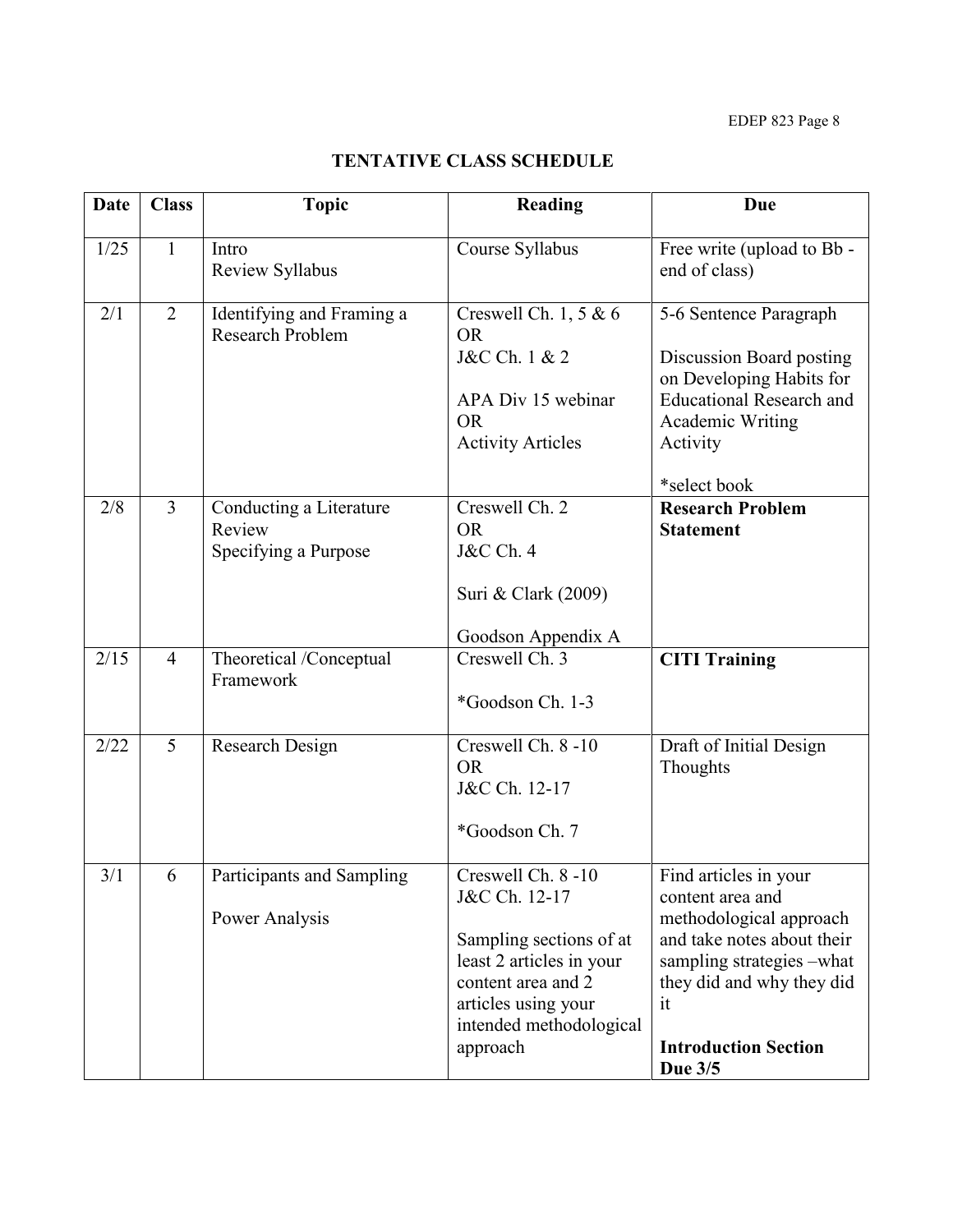## TENTATIVE CLASS SCHEDULE

| Date | Class | Topic | Reading | Due |
|---|---|---|---|---|
| 1/25 | 1 | Intro<br>Review Syllabus | Course Syllabus | Free write (upload to Bb - end of class) |
| 2/1 | 2 | Identifying and Framing a Research Problem | Creswell Ch. 1, 5 & 6<br>OR<br>J&C Ch. 1 & 2<br><br>APA Div 15 webinar<br>OR<br>Activity Articles | 5-6 Sentence Paragraph<br><br>Discussion Board posting on Developing Habits for Educational Research and Academic Writing Activity<br><br>*select book |
| 2/8 | 3 | Conducting a Literature Review<br>Specifying a Purpose | Creswell Ch. 2<br>OR<br>J&C Ch. 4<br><br>Suri & Clark (2009)<br><br>Goodson Appendix A | **Research Problem Statement** |
| 2/15 | 4 | Theoretical /Conceptual Framework | Creswell Ch. 3<br><br>*Goodson Ch. 1-3 | **CITI Training** |
| 2/22 | 5 | Research Design | Creswell Ch. 8 -10<br>OR<br>J&C Ch. 12-17<br><br>*Goodson Ch. 7 | Draft of Initial Design Thoughts |
| 3/1 | 6 | Participants and Sampling<br><br>Power Analysis | Creswell Ch. 8 -10<br>J&C Ch. 12-17<br><br>Sampling sections of at least 2 articles in your content area and 2 articles using your intended methodological approach | Find articles in your content area and methodological approach and take notes about their sampling strategies –what they did and why they did it<br><br>**Introduction Section Due 3/5** |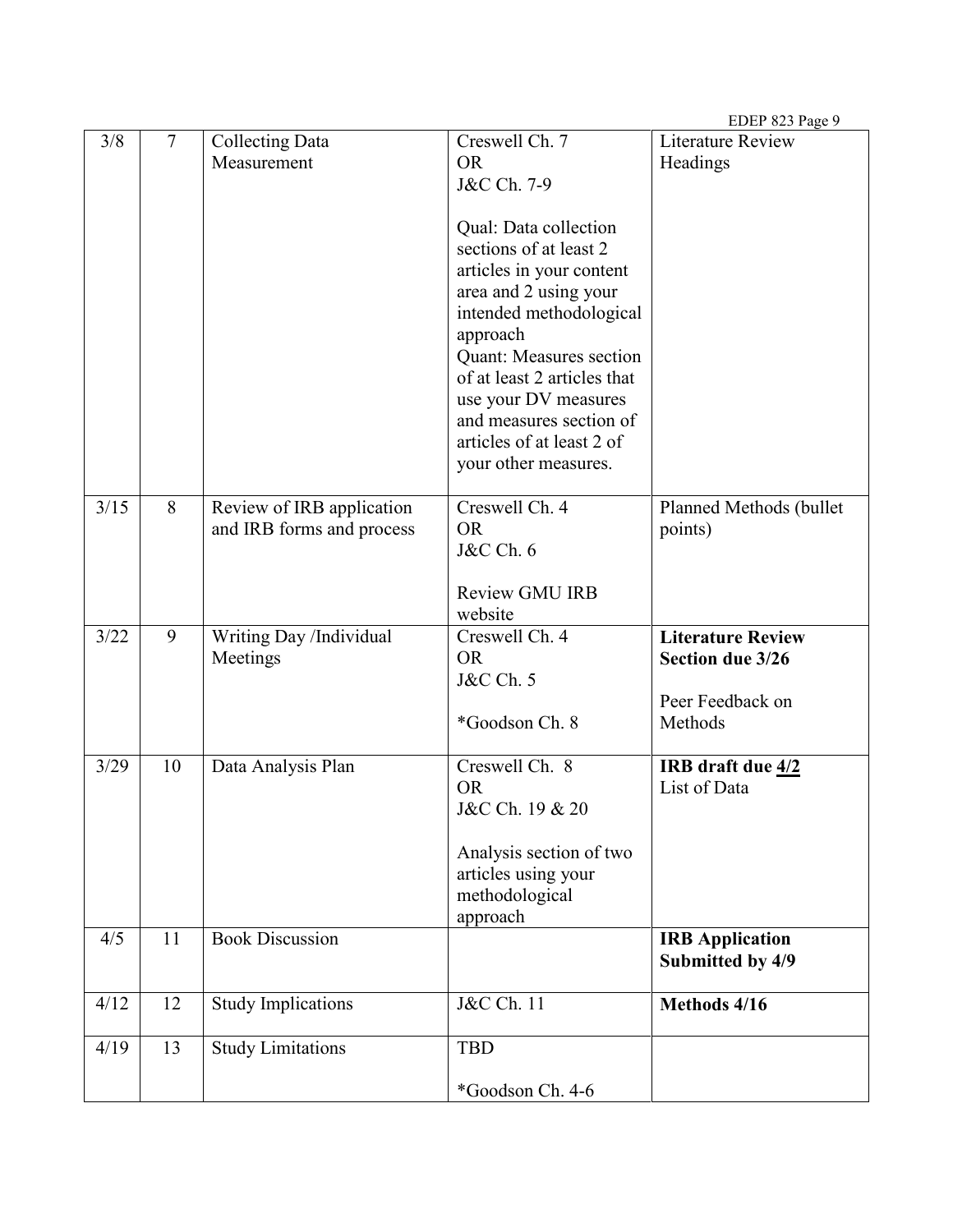| 3/8 | 7 | Collecting Data Measurement | Creswell Ch. 7<br>OR<br>J&C Ch. 7-9<br><br>Qual: Data collection sections of at least 2 articles in your content area and 2 using your intended methodological approach<br>Quant: Measures section of at least 2 articles that use your DV measures and measures section of articles of at least 2 of your other measures. | Literature Review Headings |
|---|---|---|---|---|
| 3/15 | 8 | Review of IRB application and IRB forms and process | Creswell Ch. 4<br>OR<br>J&C Ch. 6<br><br>Review GMU IRB website | Planned Methods (bullet points) |
| 3/22 | 9 | Writing Day /Individual Meetings | Creswell Ch. 4<br>OR<br>J&C Ch. 5<br><br>*Goodson Ch. 8 | **Literature Review Section due 3/26**<br><br>Peer Feedback on Methods |
| 3/29 | 10 | Data Analysis Plan | Creswell Ch. 8<br>OR<br>J&C Ch. 19 & 20<br><br>Analysis section of two articles using your methodological approach | **IRB draft due <u>4/2</u>**<br>List of Data |
| 4/5 | 11 | Book Discussion | | **IRB Application Submitted by 4/9** |
| 4/12 | 12 | Study Implications | J&C Ch. 11 | **Methods 4/16** |
| 4/19 | 13 | Study Limitations | TBD<br><br>*Goodson Ch. 4-6 | |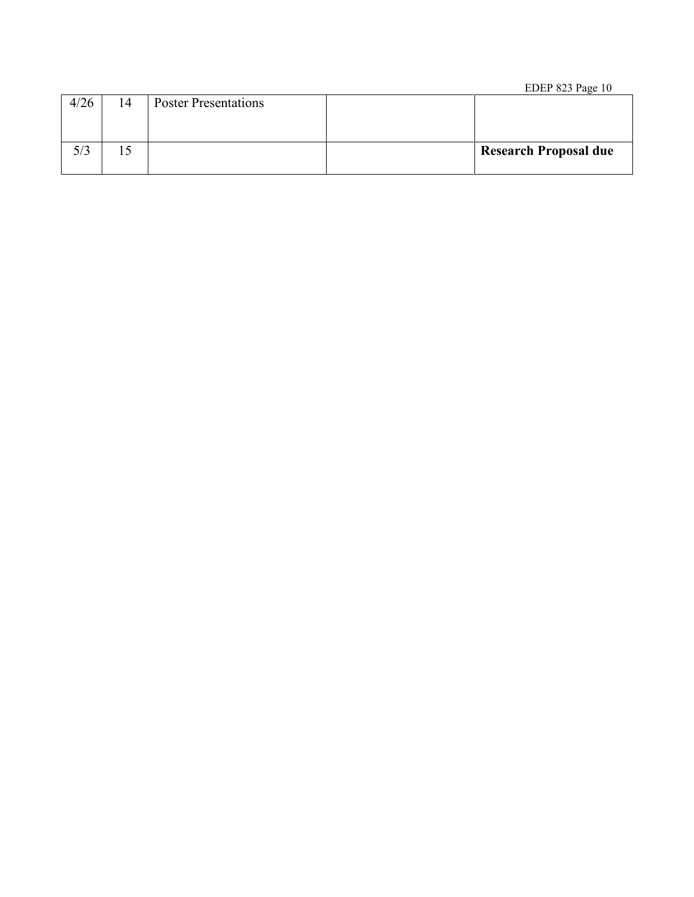| | | | | |
|---|---|---|---|---|
| 4/26 | 14 | Poster Presentations | | |
| 5/3 | 15 | | | **Research Proposal due** |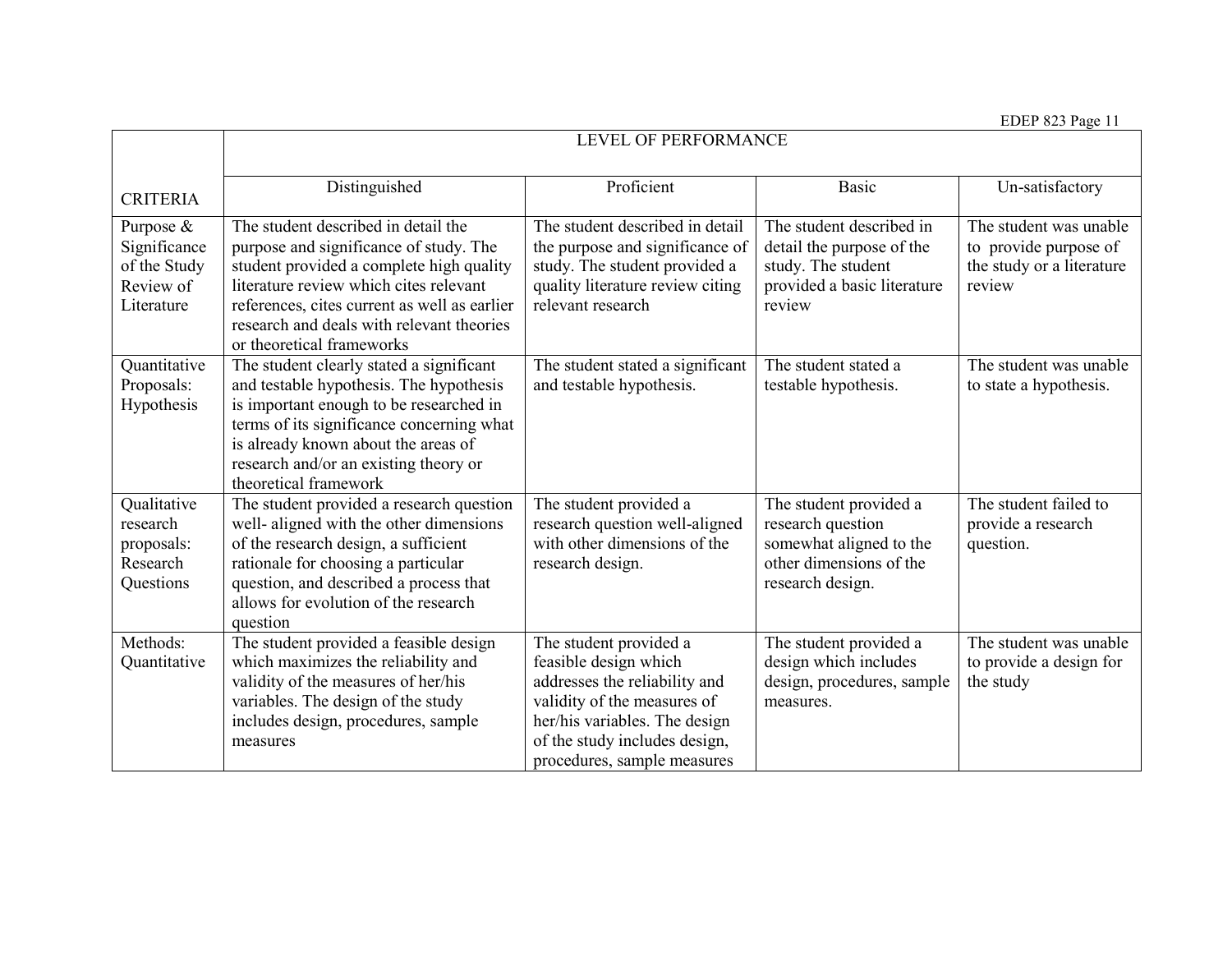| CRITERIA | LEVEL OF PERFORMANCE | | | |
|---|---|---|---|---|
| | Distinguished | Proficient | Basic | Un-satisfactory |
| Purpose & Significance of the Study Review of Literature | The student described in detail the purpose and significance of study. The student provided a complete high quality literature review which cites relevant references, cites current as well as earlier research and deals with relevant theories or theoretical frameworks | The student described in detail the purpose and significance of study. The student provided a quality literature review citing relevant research | The student described in detail the purpose of the study. The student provided a basic literature review | The student was unable to provide purpose of the study or a literature review |
| Quantitative Proposals: Hypothesis | The student clearly stated a significant and testable hypothesis. The hypothesis is important enough to be researched in terms of its significance concerning what is already known about the areas of research and/or an existing theory or theoretical framework | The student stated a significant and testable hypothesis. | The student stated a testable hypothesis. | The student was unable to state a hypothesis. |
| Qualitative research proposals: Research Questions | The student provided a research question well- aligned with the other dimensions of the research design, a sufficient rationale for choosing a particular question, and described a process that allows for evolution of the research question | The student provided a research question well-aligned with other dimensions of the research design. | The student provided a research question somewhat aligned to the other dimensions of the research design. | The student failed to provide a research question. |
| Methods: Quantitative | The student provided a feasible design which maximizes the reliability and validity of the measures of her/his variables. The design of the study includes design, procedures, sample measures | The student provided a feasible design which addresses the reliability and validity of the measures of her/his variables. The design of the study includes design, procedures, sample measures | The student provided a design which includes design, procedures, sample measures. | The student was unable to provide a design for the study |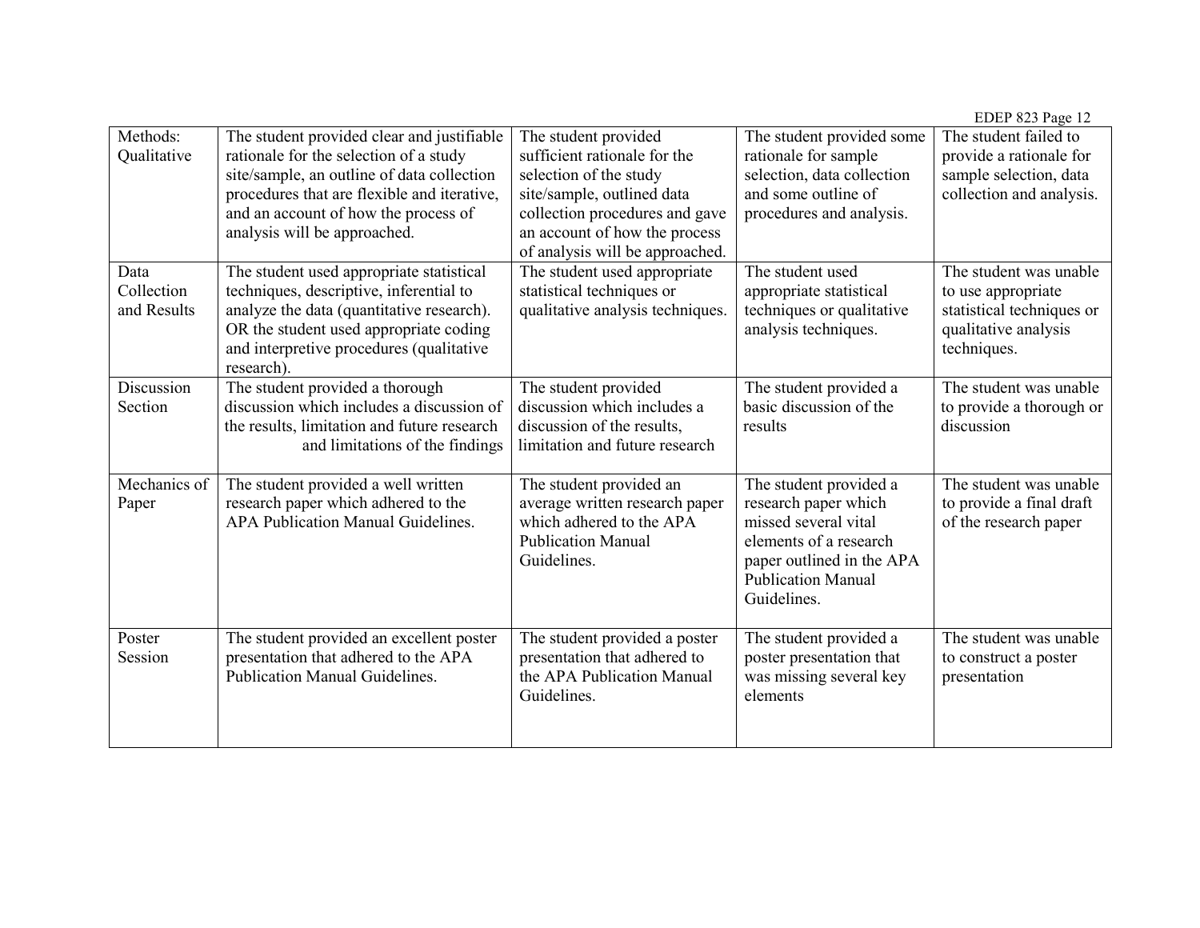| | | | | |
|---|---|---|---|---|
| Methods: Qualitative | The student provided clear and justifiable rationale for the selection of a study site/sample, an outline of data collection procedures that are flexible and iterative, and an account of how the process of analysis will be approached. | The student provided sufficient rationale for the selection of the study site/sample, outlined data collection procedures and gave an account of how the process of analysis will be approached. | The student provided some rationale for sample selection, data collection and some outline of procedures and analysis. | The student failed to provide a rationale for sample selection, data collection and analysis. |
| Data Collection and Results | The student used appropriate statistical techniques, descriptive, inferential to analyze the data (quantitative research). OR the student used appropriate coding and interpretive procedures (qualitative research). | The student used appropriate statistical techniques or qualitative analysis techniques. | The student used appropriate statistical techniques or qualitative analysis techniques. | The student was unable to use appropriate statistical techniques or qualitative analysis techniques. |
| Discussion Section | The student provided a thorough discussion which includes a discussion of the results, limitation and future research and limitations of the findings | The student provided discussion which includes a discussion of the results, limitation and future research | The student provided a basic discussion of the results | The student was unable to provide a thorough or discussion |
| Mechanics of Paper | The student provided a well written research paper which adhered to the APA Publication Manual Guidelines. | The student provided an average written research paper which adhered to the APA Publication Manual Guidelines. | The student provided a research paper which missed several vital elements of a research paper outlined in the APA Publication Manual Guidelines. | The student was unable to provide a final draft of the research paper |
| Poster Session | The student provided an excellent poster presentation that adhered to the APA Publication Manual Guidelines. | The student provided a poster presentation that adhered to the APA Publication Manual Guidelines. | The student provided a poster presentation that was missing several key elements | The student was unable to construct a poster presentation |